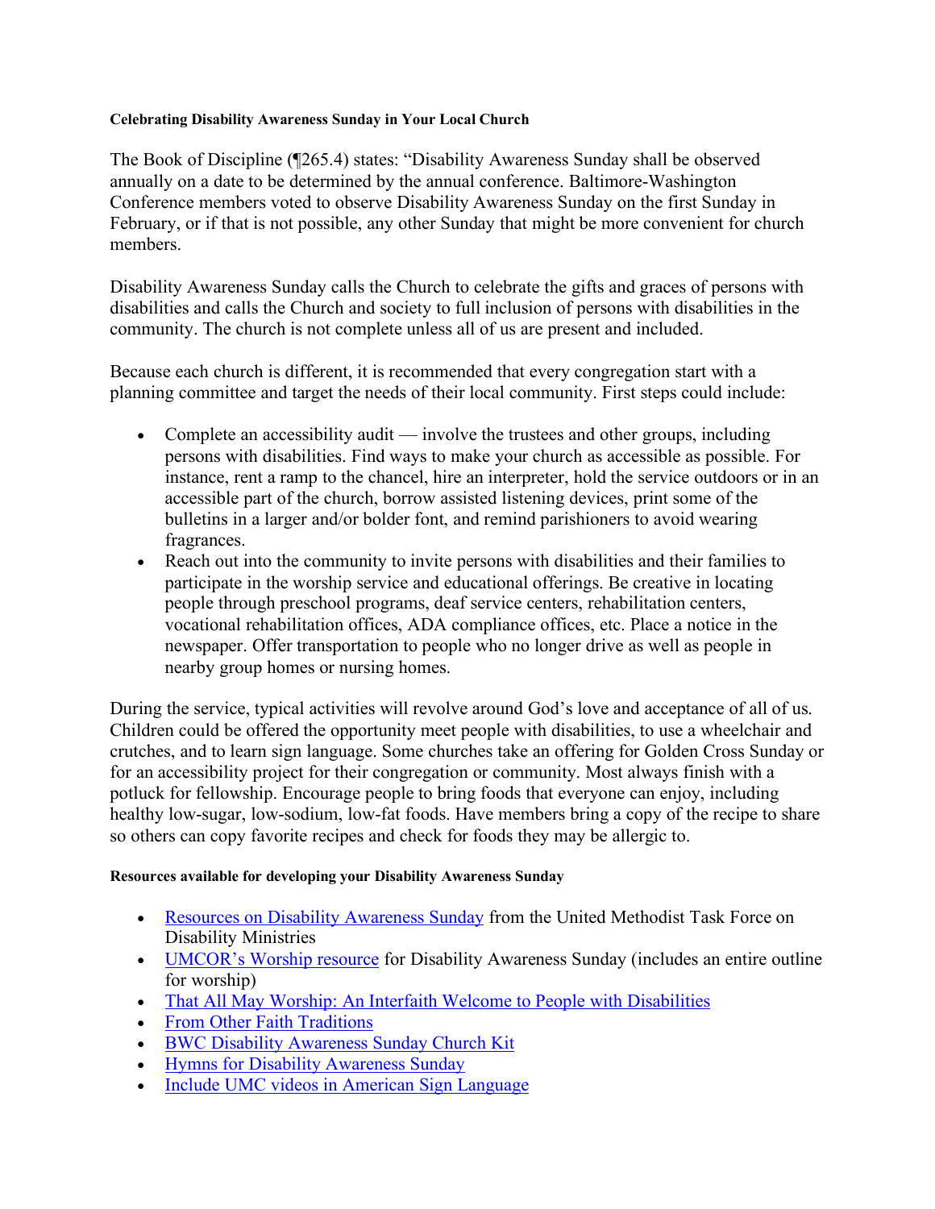**Celebrating Disability Awareness Sunday in Your Local Church**

The Book of Discipline (¶265.4) states: "Disability Awareness Sunday shall be observed annually on a date to be determined by the annual conference. Baltimore-Washington Conference members voted to observe Disability Awareness Sunday on the first Sunday in February, or if that is not possible, any other Sunday that might be more convenient for church members.

Disability Awareness Sunday calls the Church to celebrate the gifts and graces of persons with disabilities and calls the Church and society to full inclusion of persons with disabilities in the community. The church is not complete unless all of us are present and included.

Because each church is different, it is recommended that every congregation start with a planning committee and target the needs of their local community. First steps could include:

- Complete an accessibility audit — involve the trustees and other groups, including persons with disabilities. Find ways to make your church as accessible as possible. For instance, rent a ramp to the chancel, hire an interpreter, hold the service outdoors or in an accessible part of the church, borrow assisted listening devices, print some of the bulletins in a larger and/or bolder font, and remind parishioners to avoid wearing fragrances.
- Reach out into the community to invite persons with disabilities and their families to participate in the worship service and educational offerings. Be creative in locating people through preschool programs, deaf service centers, rehabilitation centers, vocational rehabilitation offices, ADA compliance offices, etc. Place a notice in the newspaper. Offer transportation to people who no longer drive as well as people in nearby group homes or nursing homes.

During the service, typical activities will revolve around God's love and acceptance of all of us. Children could be offered the opportunity meet people with disabilities, to use a wheelchair and crutches, and to learn sign language. Some churches take an offering for Golden Cross Sunday or for an accessibility project for their congregation or community. Most always finish with a potluck for fellowship. Encourage people to bring foods that everyone can enjoy, including healthy low-sugar, low-sodium, low-fat foods. Have members bring a copy of the recipe to share so others can copy favorite recipes and check for foods they may be allergic to.

**Resources available for developing your Disability Awareness Sunday**

- Resources on Disability Awareness Sunday from the United Methodist Task Force on Disability Ministries
- UMCOR's Worship resource for Disability Awareness Sunday (includes an entire outline for worship)
- That All May Worship: An Interfaith Welcome to People with Disabilities
- From Other Faith Traditions
- BWC Disability Awareness Sunday Church Kit
- Hymns for Disability Awareness Sunday
- Include UMC videos in American Sign Language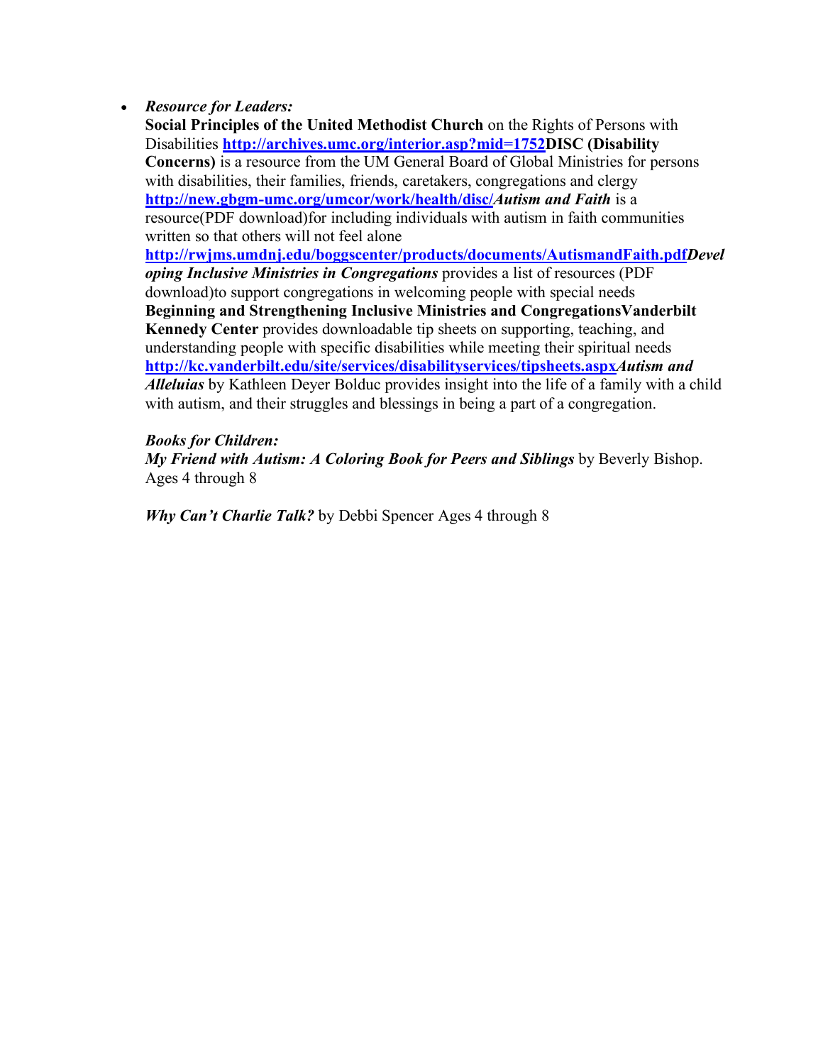- ***Resource for Leaders:***
  **Social Principles of the United Methodist Church** on the Rights of Persons with Disabilities **http://archives.umc.org/interior.asp?mid=1752****DISC (Disability Concerns)** is a resource from the UM General Board of Global Ministries for persons with disabilities, their families, friends, caretakers, congregations and clergy **http://new.gbgm-umc.org/umcor/work/health/disc/*****Autism and Faith*** is a resource(PDF download)for including individuals with autism in faith communities written so that others will not feel alone **http://rwjms.umdnj.edu/boggscenter/products/documents/AutismandFaith.pdf*****Developing Inclusive Ministries in Congregations*** provides a list of resources (PDF download)to support congregations in welcoming people with special needs **Beginning and Strengthening Inclusive Ministries and CongregationsVanderbilt Kennedy Center** provides downloadable tip sheets on supporting, teaching, and understanding people with specific disabilities while meeting their spiritual needs **http://kc.vanderbilt.edu/site/services/disabilityservices/tipsheets.aspx*****Autism and Alleluias*** by Kathleen Deyer Bolduc provides insight into the life of a family with a child with autism, and their struggles and blessings in being a part of a congregation.

  ***Books for Children:***
  ***My Friend with Autism: A Coloring Book for Peers and Siblings*** by Beverly Bishop. Ages 4 through 8

  ***Why Can't Charlie Talk?*** by Debbi Spencer Ages 4 through 8